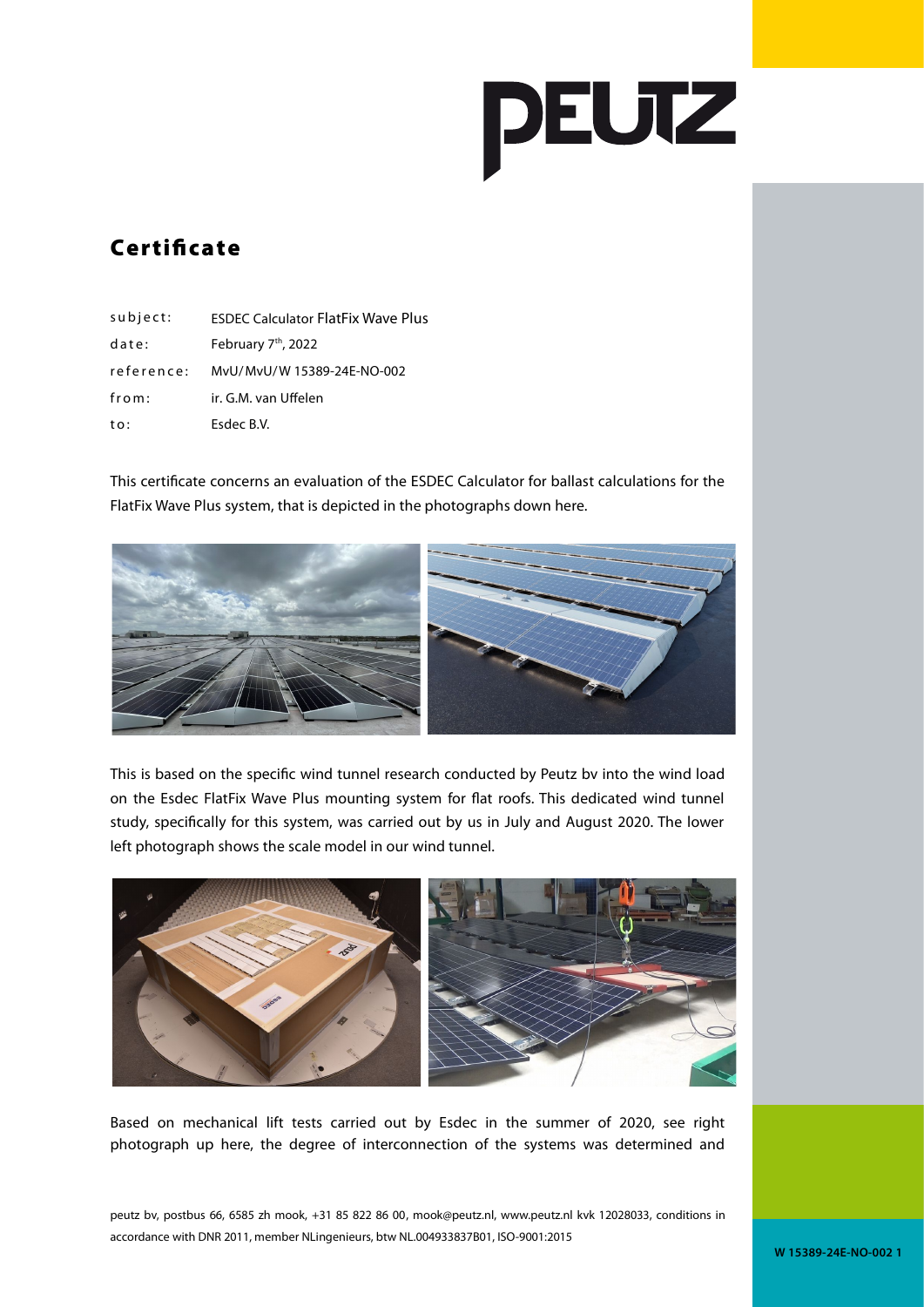# Certificate

| | |
|---|---|
| subject: | ESDEC Calculator FlatFix Wave Plus |
| date: | February 7th, 2022 |
| reference: | MvU/MvU/W 15389-24E-NO-002 |
| from: | ir. G.M. van Uffelen |
| to: | Esdec B.V. |

This certificate concerns an evaluation of the ESDEC Calculator for ballast calculations for the FlatFix Wave Plus system, that is depicted in the photographs down here.

This is based on the specific wind tunnel research conducted by Peutz bv into the wind load on the Esdec FlatFix Wave Plus mounting system for flat roofs. This dedicated wind tunnel study, specifically for this system, was carried out by us in July and August 2020. The lower left photograph shows the scale model in our wind tunnel.

Based on mechanical lift tests carried out by Esdec in the summer of 2020, see right photograph up here, the degree of interconnection of the systems was determined and

peutz bv, postbus 66, 6585 zh mook, +31 85 822 86 00, mook@peutz.nl, www.peutz.nl kvk 12028033, conditions in accordance with DNR 2011, member NLingenieurs, btw NL.004933837B01, ISO-9001:2015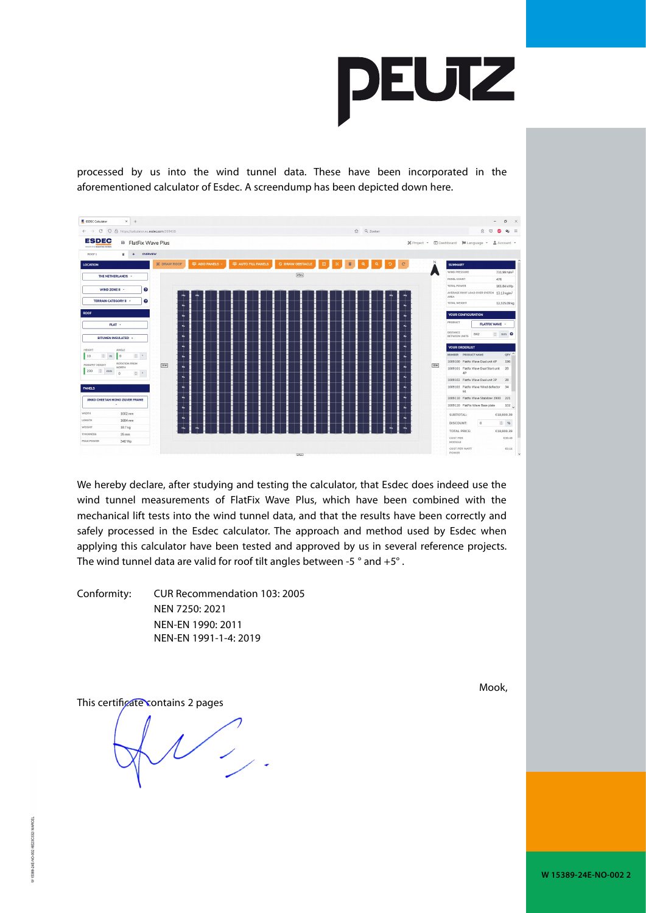processed by us into the wind tunnel data. These have been incorporated in the aforementioned calculator of Esdec. A screendump has been depicted down here.

We hereby declare, after studying and testing the calculator, that Esdec does indeed use the wind tunnel measurements of FlatFix Wave Plus, which have been combined with the mechanical lift tests into the wind tunnel data, and that the results have been correctly and safely processed in the Esdec calculator. The approach and method used by Esdec when applying this calculator have been tested and approved by us in several reference projects. The wind tunnel data are valid for roof tilt angles between -5 ° and +5° .

Conformity: CUR Recommendation 103: 2005
NEN 7250: 2021
NEN-EN 1990: 2011
NEN-EN 1991-1-4: 2019

Mook,

This certificate contains 2 pages